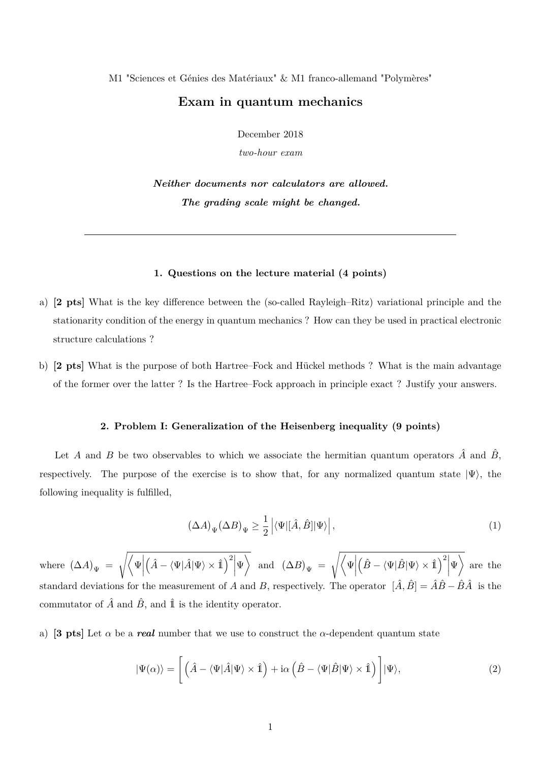M1 "Sciences et Génies des Matériaux" & M1 franco-allemand "Polymères"

# Exam in quantum mechanics

December 2018

*two-hour exam*

***Neither documents nor calculators are allowed.***

***The grading scale might be changed.***

---

### 1. Questions on the lecture material (4 points)

a) **[2 pts]** What is the key difference between the (so-called Rayleigh–Ritz) variational principle and the stationarity condition of the energy in quantum mechanics ? How can they be used in practical electronic structure calculations ?

b) **[2 pts]** What is the purpose of both Hartree–Fock and Hückel methods ? What is the main advantage of the former over the latter ? Is the Hartree–Fock approach in principle exact ? Justify your answers.

### 2. Problem I: Generalization of the Heisenberg inequality (9 points)

Let $A$ and $B$ be two observables to which we associate the hermitian quantum operators $\hat{A}$ and $\hat{B}$, respectively. The purpose of the exercise is to show that, for any normalized quantum state $|\Psi\rangle$, the following inequality is fulfilled,

$$(\Delta A)_\Psi (\Delta B)_\Psi \geq \frac{1}{2} \left| \langle \Psi | [\hat{A}, \hat{B}] | \Psi \rangle \right|, \tag{1}$$

where $(\Delta A)_\Psi = \sqrt{\left\langle \Psi \middle| \left( \hat{A} - \langle \Psi | \hat{A} | \Psi \rangle \times \hat{\mathbb{1}} \right)^2 \middle| \Psi \right\rangle}$ and $(\Delta B)_\Psi = \sqrt{\left\langle \Psi \middle| \left( \hat{B} - \langle \Psi | \hat{B} | \Psi \rangle \times \hat{\mathbb{1}} \right)^2 \middle| \Psi \right\rangle}$ are the standard deviations for the measurement of $A$ and $B$, respectively. The operator $[\hat{A}, \hat{B}] = \hat{A}\hat{B} - \hat{B}\hat{A}$ is the commutator of $\hat{A}$ and $\hat{B}$, and $\hat{\mathbb{1}}$ is the identity operator.

a) **[3 pts]** Let $\alpha$ be a ***real*** number that we use to construct the $\alpha$-dependent quantum state

$$|\Psi(\alpha)\rangle = \left[ \left( \hat{A} - \langle \Psi | \hat{A} | \Psi \rangle \times \hat{\mathbb{1}} \right) + \mathrm{i}\alpha \left( \hat{B} - \langle \Psi | \hat{B} | \Psi \rangle \times \hat{\mathbb{1}} \right) \right] |\Psi\rangle, \tag{2}$$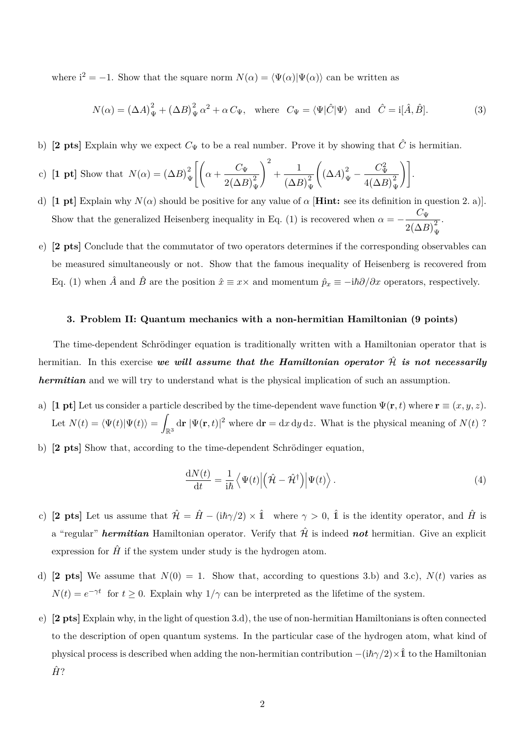where $\mathrm{i}^2 = -1$. Show that the square norm $N(\alpha) = \langle \Psi(\alpha) | \Psi(\alpha) \rangle$ can be written as

$$N(\alpha) = (\Delta A)^2_\Psi + (\Delta B)^2_\Psi \, \alpha^2 + \alpha \, C_\Psi, \quad \text{where} \quad C_\Psi = \langle \Psi | \hat{C} | \Psi \rangle \quad \text{and} \quad \hat{C} = \mathrm{i}[\hat{A}, \hat{B}]. \tag{3}$$

b) **[2 pts]** Explain why we expect $C_\Psi$ to be a real number. Prove it by showing that $\hat{C}$ is hermitian.

c) **[1 pt]** Show that $N(\alpha) = (\Delta B)^2_\Psi \left[ \left( \alpha + \dfrac{C_\Psi}{2(\Delta B)^2_\Psi} \right)^2 + \dfrac{1}{(\Delta B)^2_\Psi} \left( (\Delta A)^2_\Psi - \dfrac{C^2_\Psi}{4(\Delta B)^2_\Psi} \right) \right]$.

d) **[1 pt]** Explain why $N(\alpha)$ should be positive for any value of $\alpha$ [**Hint:** see its definition in question 2. a)]. Show that the generalized Heisenberg inequality in Eq. (1) is recovered when $\alpha = -\dfrac{C_\Psi}{2(\Delta B)^2_\Psi}$.

e) **[2 pts]** Conclude that the commutator of two operators determines if the corresponding observables can be measured simultaneously or not. Show that the famous inequality of Heisenberg is recovered from Eq. (1) when $\hat{A}$ and $\hat{B}$ are the position $\hat{x} \equiv x \times$ and momentum $\hat{p}_x \equiv -\mathrm{i}\hbar\partial/\partial x$ operators, respectively.

### 3. Problem II: Quantum mechanics with a non-hermitian Hamiltonian (9 points)

The time-dependent Schrödinger equation is traditionally written with a Hamiltonian operator that is hermitian. In this exercise ***we will assume that the Hamiltonian operator $\hat{\mathcal{H}}$ is not necessarily hermitian*** and we will try to understand what is the physical implication of such an assumption.

a) **[1 pt]** Let us consider a particle described by the time-dependent wave function $\Psi(\mathbf{r}, t)$ where $\mathbf{r} \equiv (x, y, z)$. Let $N(t) = \langle \Psi(t) | \Psi(t) \rangle = \displaystyle\int_{\mathbb{R}^3} \mathrm{d}\mathbf{r} \, |\Psi(\mathbf{r}, t)|^2$ where $\mathrm{d}\mathbf{r} = \mathrm{d}x \, \mathrm{d}y \, \mathrm{d}z$. What is the physical meaning of $N(t)$ ?

b) **[2 pts]** Show that, according to the time-dependent Schrödinger equation,

$$\frac{\mathrm{d}N(t)}{\mathrm{d}t} = \frac{1}{\mathrm{i}\hbar} \left\langle \Psi(t) \middle| \left( \hat{\mathcal{H}} - \hat{\mathcal{H}}^\dagger \right) \middle| \Psi(t) \right\rangle. \tag{4}$$

c) **[2 pts]** Let us assume that $\hat{\mathcal{H}} = \hat{H} - (\mathrm{i}\hbar\gamma/2) \times \hat{\mathbb{1}}$ where $\gamma > 0$, $\hat{\mathbb{1}}$ is the identity operator, and $\hat{H}$ is a "regular" ***hermitian*** Hamiltonian operator. Verify that $\hat{\mathcal{H}}$ is indeed ***not*** hermitian. Give an explicit expression for $\hat{H}$ if the system under study is the hydrogen atom.

d) **[2 pts]** We assume that $N(0) = 1$. Show that, according to questions 3.b) and 3.c), $N(t)$ varies as $N(t) = e^{-\gamma t}$ for $t \geq 0$. Explain why $1/\gamma$ can be interpreted as the lifetime of the system.

e) **[2 pts]** Explain why, in the light of question 3.d), the use of non-hermitian Hamiltonians is often connected to the description of open quantum systems. In the particular case of the hydrogen atom, what kind of physical process is described when adding the non-hermitian contribution $-(\mathrm{i}\hbar\gamma/2) \times \hat{\mathbb{1}}$ to the Hamiltonian $\hat{H}$?